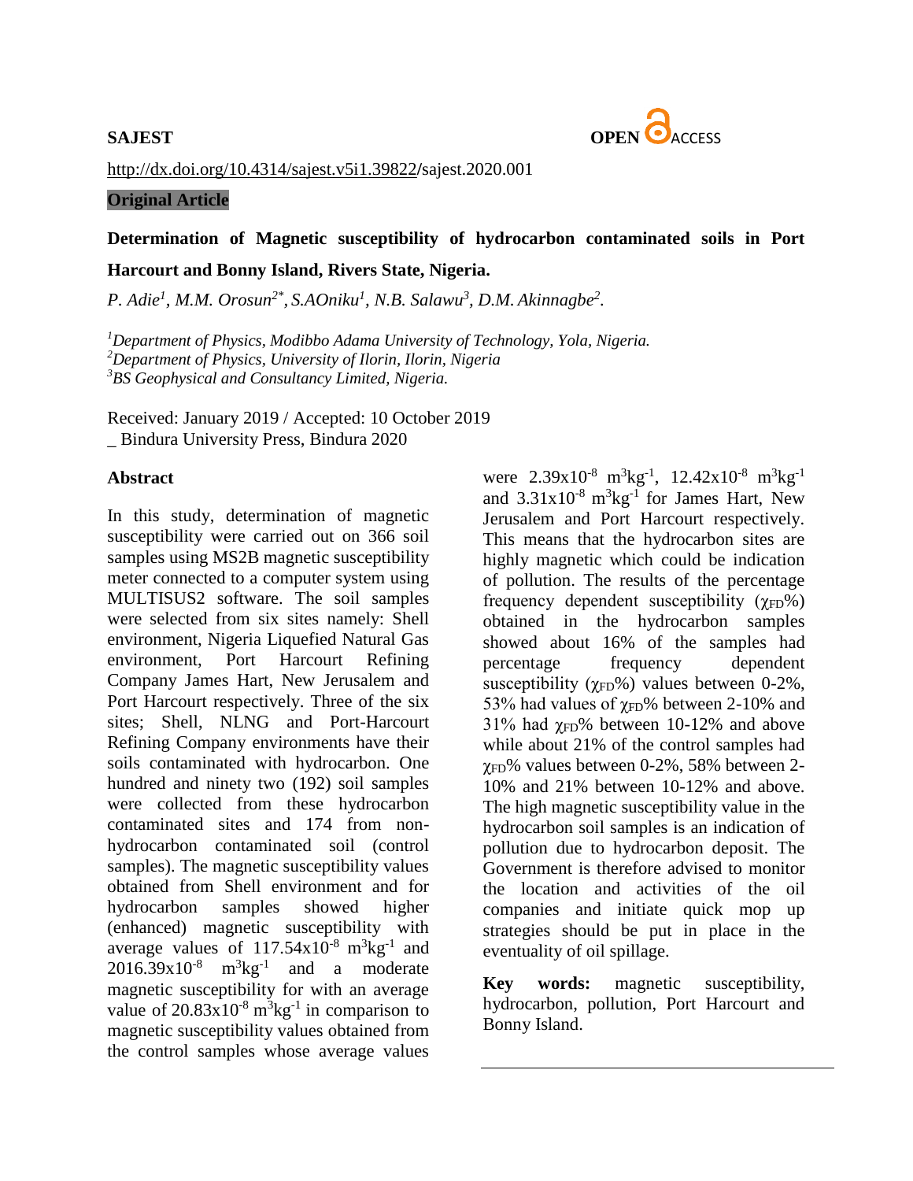**SAJEST** **OPEN ACCESS**

http://dx.doi.org/10.4314/sajest.v5i1.39822/sajest.2020.001

**Original Article**

# Determination of Magnetic susceptibility of hydrocarbon contaminated soils in Port Harcourt and Bonny Island, Rivers State, Nigeria.

*P. Adie[1], M.M. Orosun[2*], S.AOniku[1], N.B. Salawu[3], D.M. Akinnagbe[2].*

*[1]Department of Physics, Modibbo Adama University of Technology, Yola, Nigeria.*
*[2]Department of Physics, University of Ilorin, Ilorin, Nigeria*
*[3]BS Geophysical and Consultancy Limited, Nigeria.*

Received: January 2019 / Accepted: 10 October 2019
_ Bindura University Press, Bindura 2020

## Abstract

In this study, determination of magnetic susceptibility were carried out on 366 soil samples using MS2B magnetic susceptibility meter connected to a computer system using MULTISUS2 software. The soil samples were selected from six sites namely: Shell environment, Nigeria Liquefied Natural Gas environment, Port Harcourt Refining Company James Hart, New Jerusalem and Port Harcourt respectively. Three of the six sites; Shell, NLNG and Port-Harcourt Refining Company environments have their soils contaminated with hydrocarbon. One hundred and ninety two (192) soil samples were collected from these hydrocarbon contaminated sites and 174 from non-hydrocarbon contaminated soil (control samples). The magnetic susceptibility values obtained from Shell environment and for hydrocarbon samples showed higher (enhanced) magnetic susceptibility with average values of $117.54 \times 10^{-8}$ $m^3kg^{-1}$ and $2016.39 \times 10^{-8}$ $m^3kg^{-1}$ and a moderate magnetic susceptibility for with an average value of $20.83 \times 10^{-8}$ $m^3kg^{-1}$ in comparison to magnetic susceptibility values obtained from the control samples whose average values were $2.39 \times 10^{-8}$ $m^3kg^{-1}$, $12.42 \times 10^{-8}$ $m^3kg^{-1}$ and $3.31 \times 10^{-8}$ $m^3kg^{-1}$ for James Hart, New Jerusalem and Port Harcourt respectively. This means that the hydrocarbon sites are highly magnetic which could be indication of pollution. The results of the percentage frequency dependent susceptibility ($\chi_{FD}$%) obtained in the hydrocarbon samples showed about 16% of the samples had percentage frequency dependent susceptibility ($\chi_{FD}$%) values between 0-2%, 53% had values of $\chi_{FD}$% between 2-10% and 31% had $\chi_{FD}$% between 10-12% and above while about 21% of the control samples had $\chi_{FD}$% values between 0-2%, 58% between 2-10% and 21% between 10-12% and above. The high magnetic susceptibility value in the hydrocarbon soil samples is an indication of pollution due to hydrocarbon deposit. The Government is therefore advised to monitor the location and activities of the oil companies and initiate quick mop up strategies should be put in place in the eventuality of oil spillage.

**Key words:** magnetic susceptibility, hydrocarbon, pollution, Port Harcourt and Bonny Island.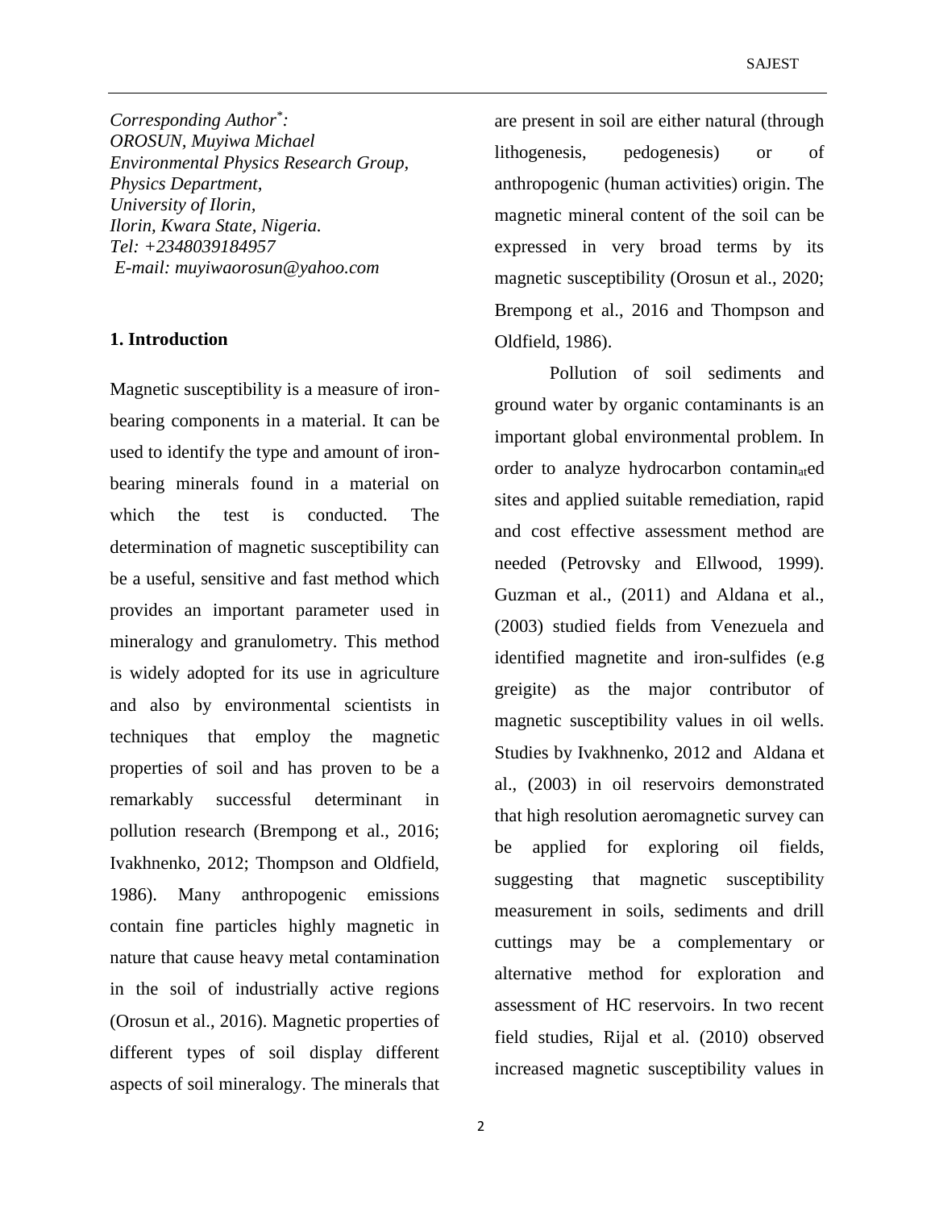*Corresponding Author\*:*
*OROSUN, Muyiwa Michael*
*Environmental Physics Research Group,*
*Physics Department,*
*University of Ilorin,*
*Ilorin, Kwara State, Nigeria.*
*Tel: +2348039184957*
*E-mail: muyiwaorosun@yahoo.com*

## 1. Introduction

Magnetic susceptibility is a measure of iron-bearing components in a material. It can be used to identify the type and amount of iron-bearing minerals found in a material on which the test is conducted. The determination of magnetic susceptibility can be a useful, sensitive and fast method which provides an important parameter used in mineralogy and granulometry. This method is widely adopted for its use in agriculture and also by environmental scientists in techniques that employ the magnetic properties of soil and has proven to be a remarkably successful determinant in pollution research (Brempong et al., 2016; Ivakhnenko, 2012; Thompson and Oldfield, 1986). Many anthropogenic emissions contain fine particles highly magnetic in nature that cause heavy metal contamination in the soil of industrially active regions (Orosun et al., 2016). Magnetic properties of different types of soil display different aspects of soil mineralogy. The minerals that are present in soil are either natural (through lithogenesis, pedogenesis) or of anthropogenic (human activities) origin. The magnetic mineral content of the soil can be expressed in very broad terms by its magnetic susceptibility (Orosun et al., 2020; Brempong et al., 2016 and Thompson and Oldfield, 1986).

Pollution of soil sediments and ground water by organic contaminants is an important global environmental problem. In order to analyze hydrocarbon contaminated sites and applied suitable remediation, rapid and cost effective assessment method are needed (Petrovsky and Ellwood, 1999). Guzman et al., (2011) and Aldana et al., (2003) studied fields from Venezuela and identified magnetite and iron-sulfides (e.g greigite) as the major contributor of magnetic susceptibility values in oil wells. Studies by Ivakhnenko, 2012 and Aldana et al., (2003) in oil reservoirs demonstrated that high resolution aeromagnetic survey can be applied for exploring oil fields, suggesting that magnetic susceptibility measurement in soils, sediments and drill cuttings may be a complementary or alternative method for exploration and assessment of HC reservoirs. In two recent field studies, Rijal et al. (2010) observed increased magnetic susceptibility values in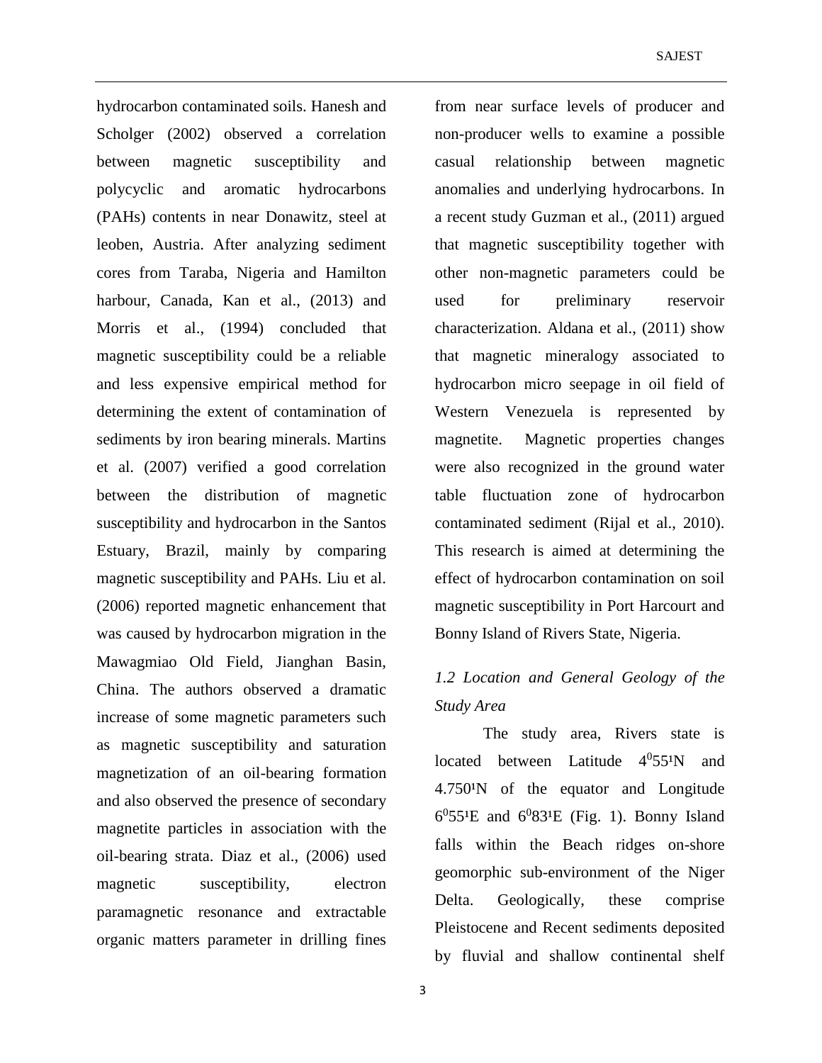hydrocarbon contaminated soils. Hanesh and Scholger (2002) observed a correlation between magnetic susceptibility and polycyclic and aromatic hydrocarbons (PAHs) contents in near Donawitz, steel at leoben, Austria. After analyzing sediment cores from Taraba, Nigeria and Hamilton harbour, Canada, Kan et al., (2013) and Morris et al., (1994) concluded that magnetic susceptibility could be a reliable and less expensive empirical method for determining the extent of contamination of sediments by iron bearing minerals. Martins et al. (2007) verified a good correlation between the distribution of magnetic susceptibility and hydrocarbon in the Santos Estuary, Brazil, mainly by comparing magnetic susceptibility and PAHs. Liu et al. (2006) reported magnetic enhancement that was caused by hydrocarbon migration in the Mawagmiao Old Field, Jianghan Basin, China. The authors observed a dramatic increase of some magnetic parameters such as magnetic susceptibility and saturation magnetization of an oil-bearing formation and also observed the presence of secondary magnetite particles in association with the oil-bearing strata. Diaz et al., (2006) used magnetic susceptibility, electron paramagnetic resonance and extractable organic matters parameter in drilling fines from near surface levels of producer and non-producer wells to examine a possible casual relationship between magnetic anomalies and underlying hydrocarbons. In a recent study Guzman et al., (2011) argued that magnetic susceptibility together with other non-magnetic parameters could be used for preliminary reservoir characterization. Aldana et al., (2011) show that magnetic mineralogy associated to hydrocarbon micro seepage in oil field of Western Venezuela is represented by magnetite. Magnetic properties changes were also recognized in the ground water table fluctuation zone of hydrocarbon contaminated sediment (Rijal et al., 2010). This research is aimed at determining the effect of hydrocarbon contamination on soil magnetic susceptibility in Port Harcourt and Bonny Island of Rivers State, Nigeria.

### *1.2 Location and General Geology of the Study Area*

The study area, Rivers state is located between Latitude $4^{0}55^{1}$N and $4.750^{1}$N of the equator and Longitude $6^{0}55^{1}$E and $6^{0}83^{1}$E (Fig. 1). Bonny Island falls within the Beach ridges on-shore geomorphic sub-environment of the Niger Delta. Geologically, these comprise Pleistocene and Recent sediments deposited by fluvial and shallow continental shelf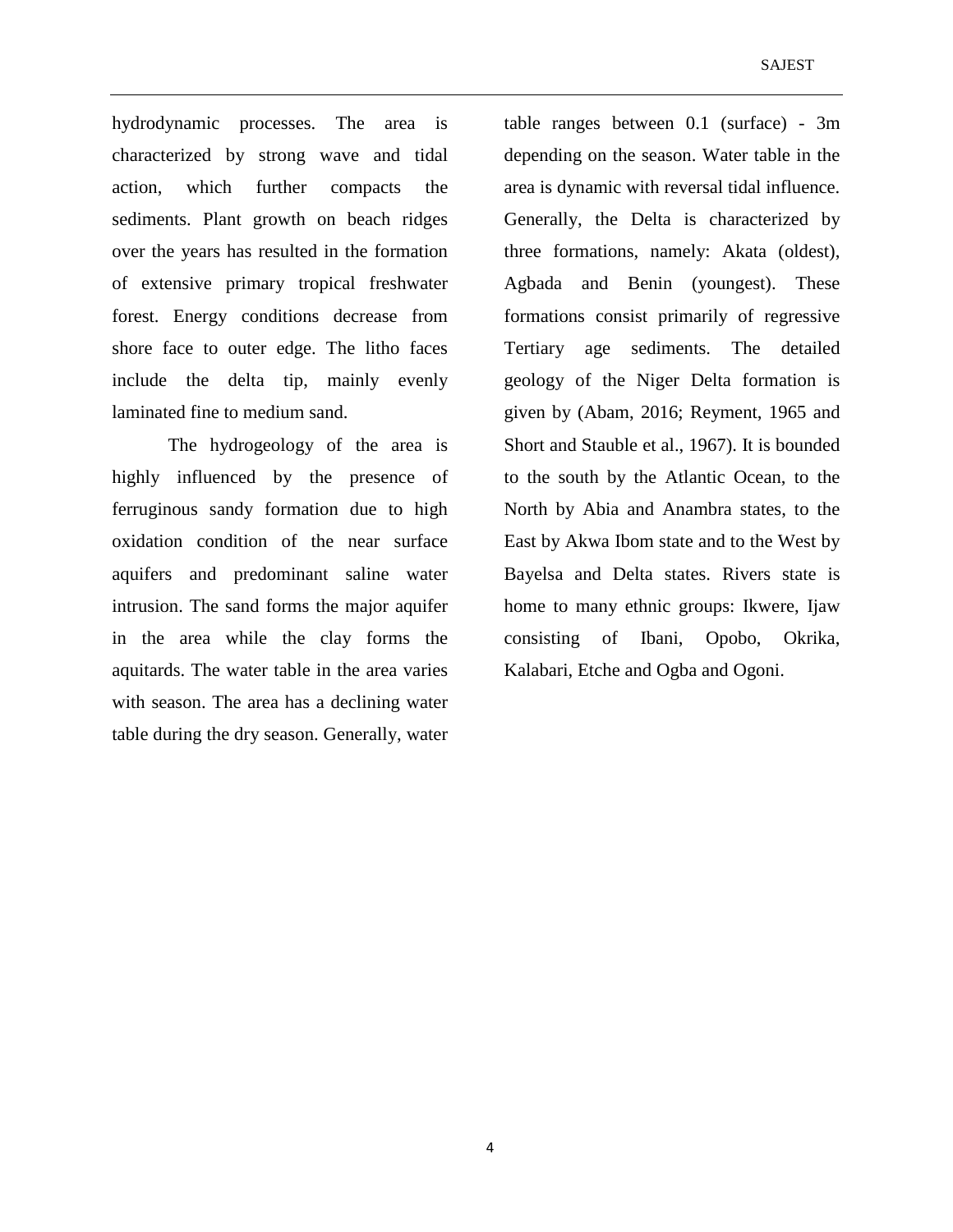hydrodynamic processes. The area is characterized by strong wave and tidal action, which further compacts the sediments. Plant growth on beach ridges over the years has resulted in the formation of extensive primary tropical freshwater forest. Energy conditions decrease from shore face to outer edge. The litho faces include the delta tip, mainly evenly laminated fine to medium sand.

The hydrogeology of the area is highly influenced by the presence of ferruginous sandy formation due to high oxidation condition of the near surface aquifers and predominant saline water intrusion. The sand forms the major aquifer in the area while the clay forms the aquitards. The water table in the area varies with season. The area has a declining water table during the dry season. Generally, water table ranges between 0.1 (surface) - 3m depending on the season. Water table in the area is dynamic with reversal tidal influence. Generally, the Delta is characterized by three formations, namely: Akata (oldest), Agbada and Benin (youngest). These formations consist primarily of regressive Tertiary age sediments. The detailed geology of the Niger Delta formation is given by (Abam, 2016; Reyment, 1965 and Short and Stauble et al., 1967). It is bounded to the south by the Atlantic Ocean, to the North by Abia and Anambra states, to the East by Akwa Ibom state and to the West by Bayelsa and Delta states. Rivers state is home to many ethnic groups: Ikwere, Ijaw consisting of Ibani, Opobo, Okrika, Kalabari, Etche and Ogba and Ogoni.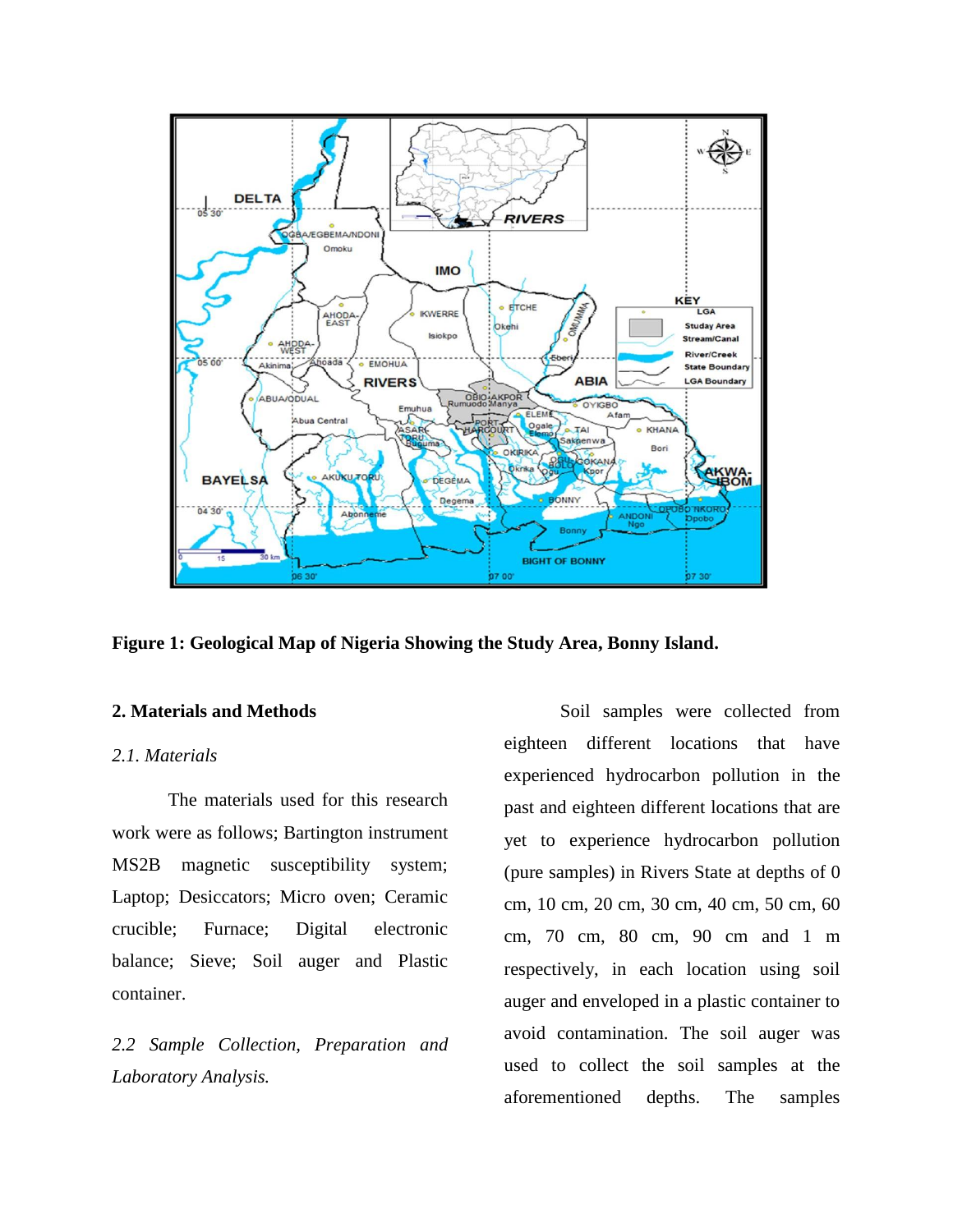**Figure 1: Geological Map of Nigeria Showing the Study Area, Bonny Island.**

## 2. Materials and Methods

### *2.1. Materials*

The materials used for this research work were as follows; Bartington instrument MS2B magnetic susceptibility system; Laptop; Desiccators; Micro oven; Ceramic crucible; Furnace; Digital electronic balance; Sieve; Soil auger and Plastic container.

### *2.2 Sample Collection, Preparation and Laboratory Analysis.*

Soil samples were collected from eighteen different locations that have experienced hydrocarbon pollution in the past and eighteen different locations that are yet to experience hydrocarbon pollution (pure samples) in Rivers State at depths of 0 cm, 10 cm, 20 cm, 30 cm, 40 cm, 50 cm, 60 cm, 70 cm, 80 cm, 90 cm and 1 m respectively, in each location using soil auger and enveloped in a plastic container to avoid contamination. The soil auger was used to collect the soil samples at the aforementioned depths. The samples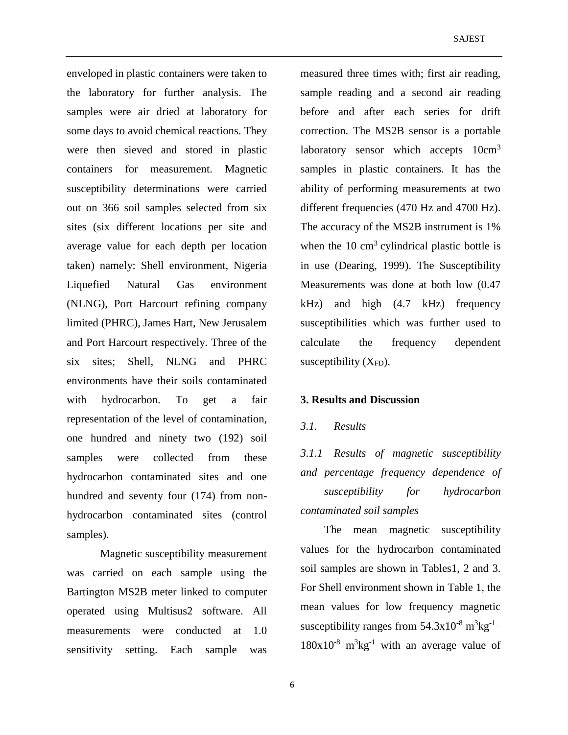enveloped in plastic containers were taken to the laboratory for further analysis. The samples were air dried at laboratory for some days to avoid chemical reactions. They were then sieved and stored in plastic containers for measurement. Magnetic susceptibility determinations were carried out on 366 soil samples selected from six sites (six different locations per site and average value for each depth per location taken) namely: Shell environment, Nigeria Liquefied Natural Gas environment (NLNG), Port Harcourt refining company limited (PHRC), James Hart, New Jerusalem and Port Harcourt respectively. Three of the six sites; Shell, NLNG and PHRC environments have their soils contaminated with hydrocarbon. To get a fair representation of the level of contamination, one hundred and ninety two (192) soil samples were collected from these hydrocarbon contaminated sites and one hundred and seventy four (174) from non-hydrocarbon contaminated sites (control samples).

Magnetic susceptibility measurement was carried on each sample using the Bartington MS2B meter linked to computer operated using Multisus2 software. All measurements were conducted at 1.0 sensitivity setting. Each sample was measured three times with; first air reading, sample reading and a second air reading before and after each series for drift correction. The MS2B sensor is a portable laboratory sensor which accepts $10cm^3$ samples in plastic containers. It has the ability of performing measurements at two different frequencies (470 Hz and 4700 Hz). The accuracy of the MS2B instrument is 1% when the 10 $cm^3$ cylindrical plastic bottle is in use (Dearing, 1999). The Susceptibility Measurements was done at both low (0.47 kHz) and high (4.7 kHz) frequency susceptibilities which was further used to calculate the frequency dependent susceptibility ($X_{FD}$).

## 3. Results and Discussion

### *3.1. Results*

#### *3.1.1 Results of magnetic susceptibility and percentage frequency dependence of susceptibility for hydrocarbon contaminated soil samples*

The mean magnetic susceptibility values for the hydrocarbon contaminated soil samples are shown in Tables1, 2 and 3. For Shell environment shown in Table 1, the mean values for low frequency magnetic susceptibility ranges from $54.3x10^{-8}$ $m^3kg^{-1}$– $180x10^{-8}$ $m^3kg^{-1}$ with an average value of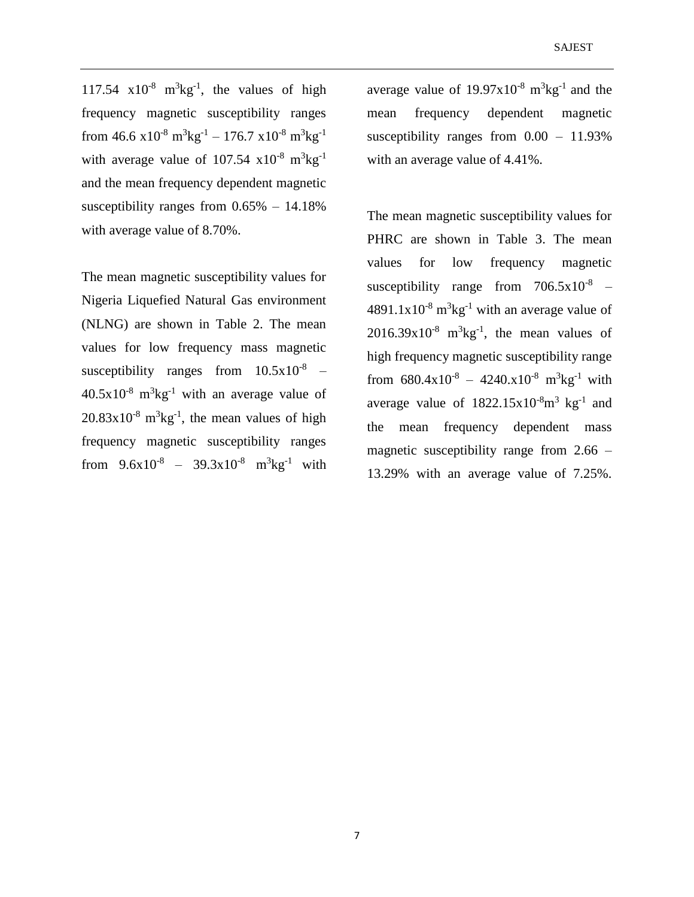117.54 $x10^{-8}$ $m^3kg^{-1}$, the values of high frequency magnetic susceptibility ranges from 46.6 $x10^{-8}$ $m^3kg^{-1}$ – 176.7 $x10^{-8}$ $m^3kg^{-1}$ with average value of 107.54 $x10^{-8}$ $m^3kg^{-1}$ and the mean frequency dependent magnetic susceptibility ranges from 0.65% – 14.18% with average value of 8.70%.

The mean magnetic susceptibility values for Nigeria Liquefied Natural Gas environment (NLNG) are shown in Table 2. The mean values for low frequency mass magnetic susceptibility ranges from $10.5x10^{-8}$ – $40.5x10^{-8}$ $m^3kg^{-1}$ with an average value of $20.83x10^{-8}$ $m^3kg^{-1}$, the mean values of high frequency magnetic susceptibility ranges from $9.6x10^{-8}$ – $39.3x10^{-8}$ $m^3kg^{-1}$ with average value of $19.97x10^{-8}$ $m^3kg^{-1}$ and the mean frequency dependent magnetic susceptibility ranges from 0.00 – 11.93% with an average value of 4.41%.

The mean magnetic susceptibility values for PHRC are shown in Table 3. The mean values for low frequency magnetic susceptibility range from $706.5x10^{-8}$ – $4891.1x10^{-8}$ $m^3kg^{-1}$ with an average value of $2016.39x10^{-8}$ $m^3kg^{-1}$, the mean values of high frequency magnetic susceptibility range from $680.4x10^{-8}$ – $4240.x10^{-8}$ $m^3kg^{-1}$ with average value of $1822.15x10^{-8}m^3$ $kg^{-1}$ and the mean frequency dependent mass magnetic susceptibility range from 2.66 – 13.29% with an average value of 7.25%.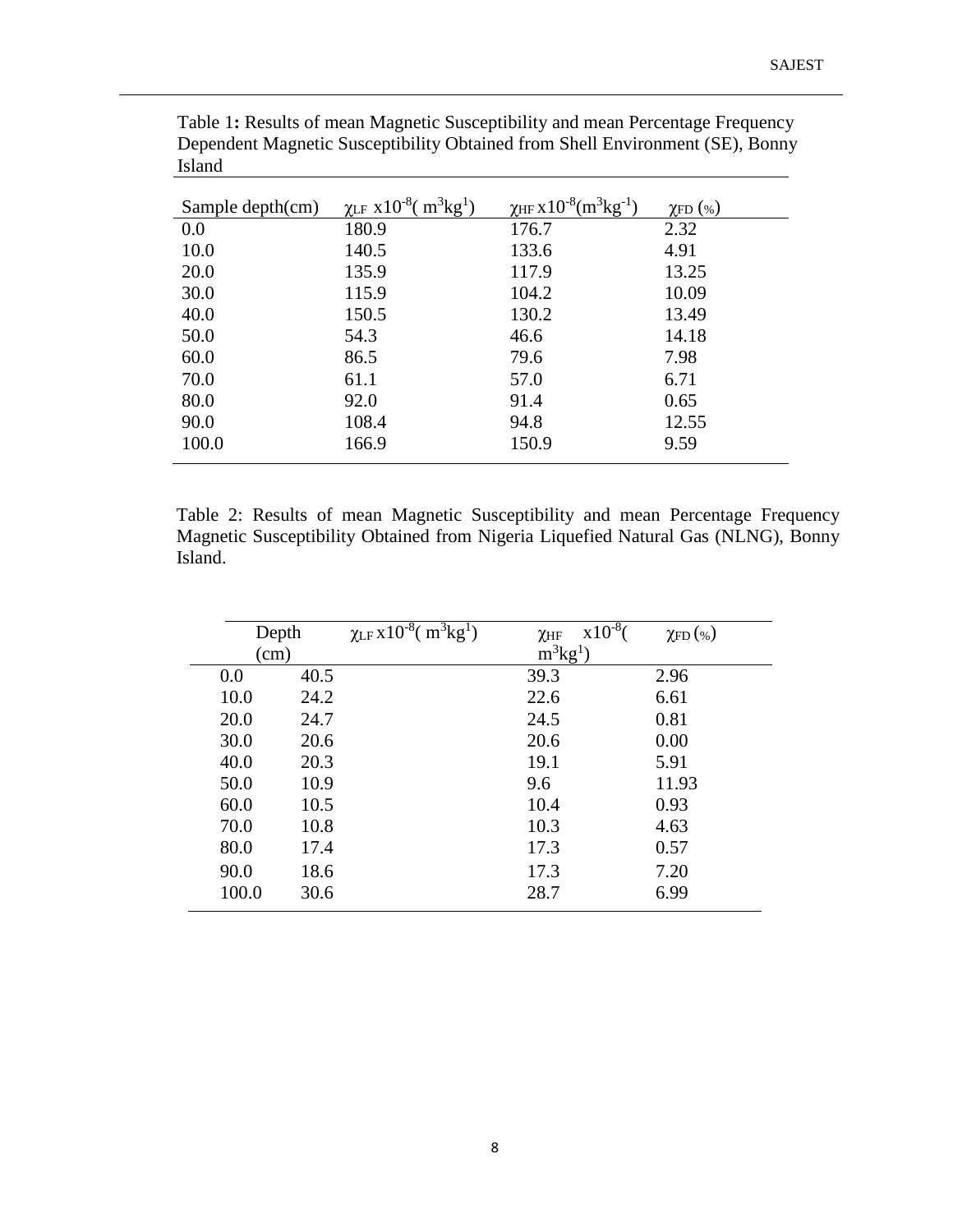Table 1: Results of mean Magnetic Susceptibility and mean Percentage Frequency Dependent Magnetic Susceptibility Obtained from Shell Environment (SE), Bonny Island

| Sample depth(cm) | $\chi_{LF}$ x$10^{-8}$( $m^3kg^1$) | $\chi_{HF}$ x$10^{-8}$($m^3kg^{-1}$) | $\chi_{FD}$ (%) |
|---|---|---|---|
| 0.0 | 180.9 | 176.7 | 2.32 |
| 10.0 | 140.5 | 133.6 | 4.91 |
| 20.0 | 135.9 | 117.9 | 13.25 |
| 30.0 | 115.9 | 104.2 | 10.09 |
| 40.0 | 150.5 | 130.2 | 13.49 |
| 50.0 | 54.3 | 46.6 | 14.18 |
| 60.0 | 86.5 | 79.6 | 7.98 |
| 70.0 | 61.1 | 57.0 | 6.71 |
| 80.0 | 92.0 | 91.4 | 0.65 |
| 90.0 | 108.4 | 94.8 | 12.55 |
| 100.0 | 166.9 | 150.9 | 9.59 |

Table 2: Results of mean Magnetic Susceptibility and mean Percentage Frequency Magnetic Susceptibility Obtained from Nigeria Liquefied Natural Gas (NLNG), Bonny Island.

| Depth (cm) | $\chi_{LF}$ x$10^{-8}$( $m^3kg^1$) | $\chi_{HF}$ x$10^{-8}$( $m^3kg^1$) | $\chi_{FD}$ (%) |
|---|---|---|---|
| 0.0 | 40.5 | 39.3 | 2.96 |
| 10.0 | 24.2 | 22.6 | 6.61 |
| 20.0 | 24.7 | 24.5 | 0.81 |
| 30.0 | 20.6 | 20.6 | 0.00 |
| 40.0 | 20.3 | 19.1 | 5.91 |
| 50.0 | 10.9 | 9.6 | 11.93 |
| 60.0 | 10.5 | 10.4 | 0.93 |
| 70.0 | 10.8 | 10.3 | 4.63 |
| 80.0 | 17.4 | 17.3 | 0.57 |
| 90.0 | 18.6 | 17.3 | 7.20 |
| 100.0 | 30.6 | 28.7 | 6.99 |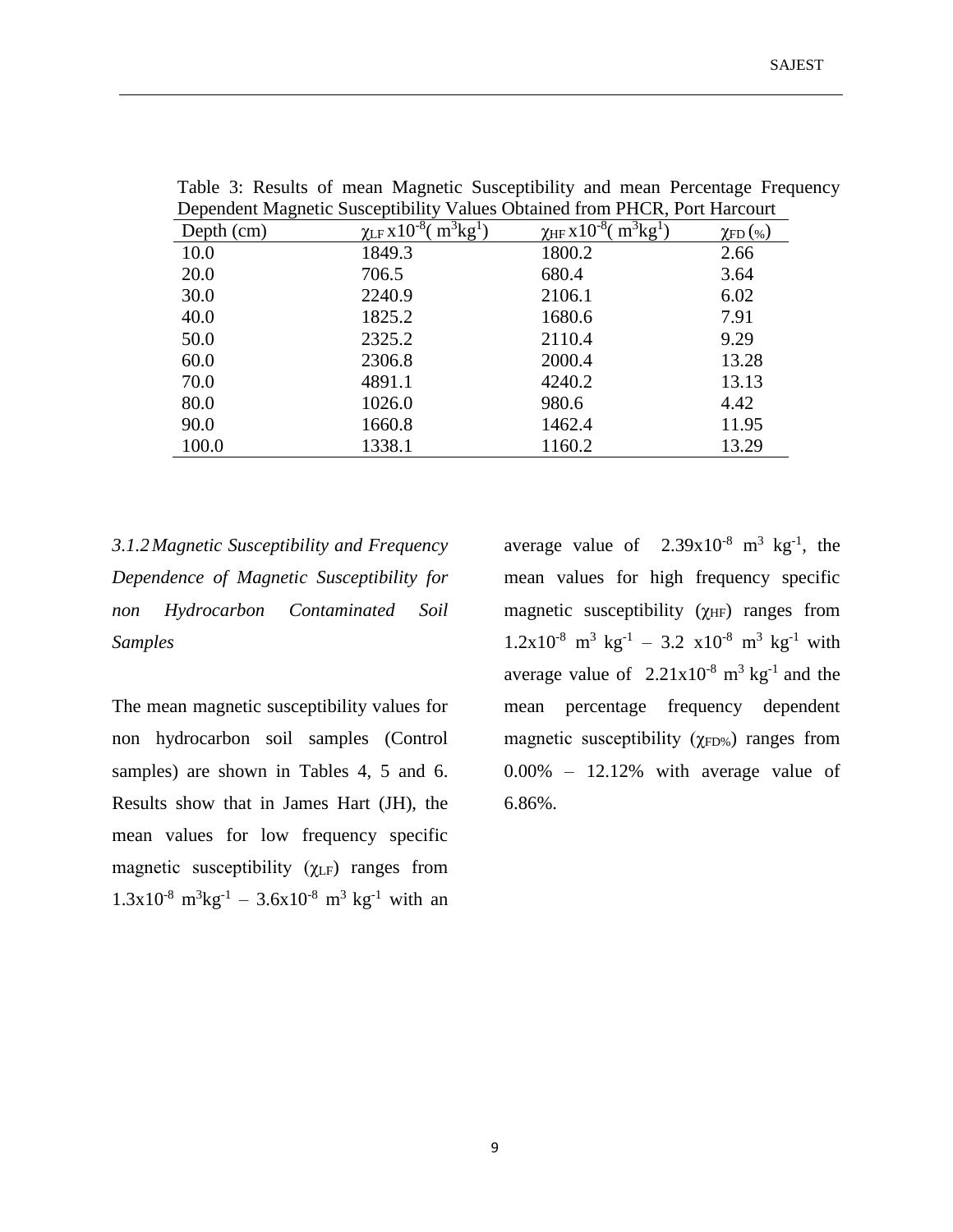Table 3: Results of mean Magnetic Susceptibility and mean Percentage Frequency Dependent Magnetic Susceptibility Values Obtained from PHCR, Port Harcourt

| Depth (cm) | $\chi_{LF}$ x$10^{-8}$( $m^3kg^1$) | $\chi_{HF}$ x$10^{-8}$( $m^3kg^1$) | $\chi_{FD}$ (%) |
|---|---|---|---|
| 10.0 | 1849.3 | 1800.2 | 2.66 |
| 20.0 | 706.5 | 680.4 | 3.64 |
| 30.0 | 2240.9 | 2106.1 | 6.02 |
| 40.0 | 1825.2 | 1680.6 | 7.91 |
| 50.0 | 2325.2 | 2110.4 | 9.29 |
| 60.0 | 2306.8 | 2000.4 | 13.28 |
| 70.0 | 4891.1 | 4240.2 | 13.13 |
| 80.0 | 1026.0 | 980.6 | 4.42 |
| 90.0 | 1660.8 | 1462.4 | 11.95 |
| 100.0 | 1338.1 | 1160.2 | 13.29 |

### *3.1.2 Magnetic Susceptibility and Frequency Dependence of Magnetic Susceptibility for non Hydrocarbon Contaminated Soil Samples*

The mean magnetic susceptibility values for non hydrocarbon soil samples (Control samples) are shown in Tables 4, 5 and 6. Results show that in James Hart (JH), the mean values for low frequency specific magnetic susceptibility ($\chi_{LF}$) ranges from $1.3x10^{-8}$ $m^3kg^{-1}$ – $3.6x10^{-8}$ $m^3$ $kg^{-1}$ with an average value of $2.39x10^{-8}$ $m^3$ $kg^{-1}$, the mean values for high frequency specific magnetic susceptibility ($\chi_{HF}$) ranges from $1.2x10^{-8}$ $m^3$ $kg^{-1}$ – 3.2 $x10^{-8}$ $m^3$ $kg^{-1}$ with average value of $2.21x10^{-8}$ $m^3$ $kg^{-1}$ and the mean percentage frequency dependent magnetic susceptibility ($\chi_{FD\%}$) ranges from 0.00% – 12.12% with average value of 6.86%.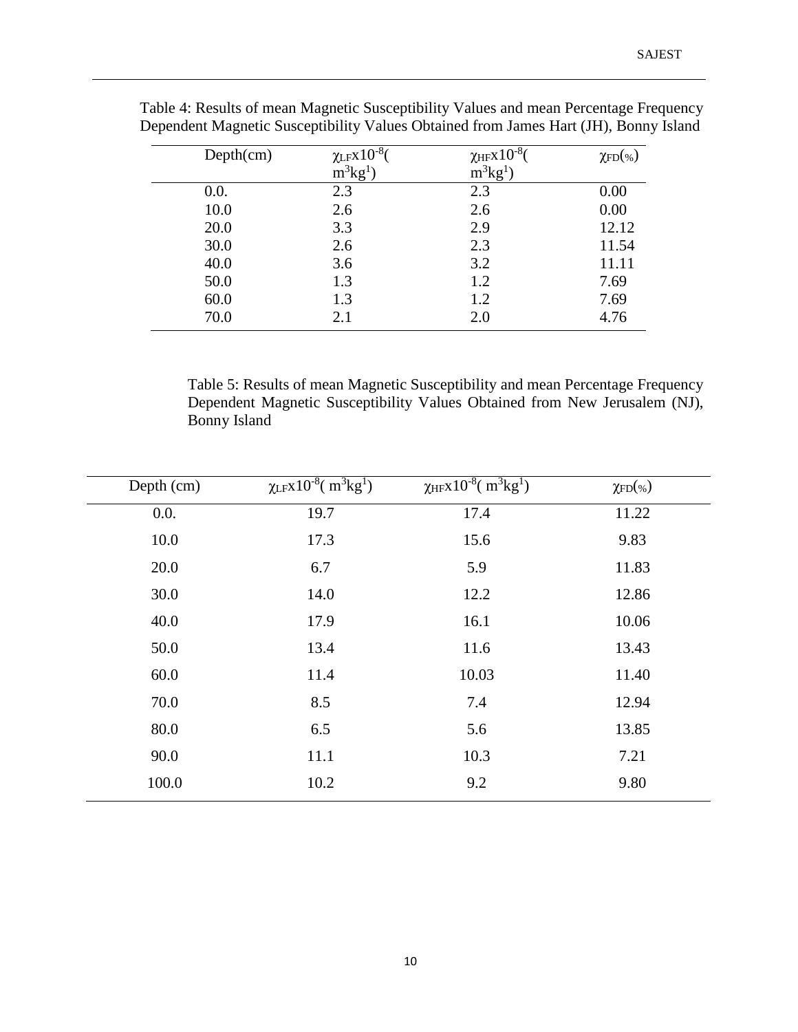Table 4: Results of mean Magnetic Susceptibility Values and mean Percentage Frequency Dependent Magnetic Susceptibility Values Obtained from James Hart (JH), Bonny Island

| Depth(cm) | $\chi_{LF}$x$10^{-8}$( $m^3kg^1$) | $\chi_{HF}$x$10^{-8}$( $m^3kg^1$) | $\chi_{FD}$(%) |
|---|---|---|---|
| 0.0. | 2.3 | 2.3 | 0.00 |
| 10.0 | 2.6 | 2.6 | 0.00 |
| 20.0 | 3.3 | 2.9 | 12.12 |
| 30.0 | 2.6 | 2.3 | 11.54 |
| 40.0 | 3.6 | 3.2 | 11.11 |
| 50.0 | 1.3 | 1.2 | 7.69 |
| 60.0 | 1.3 | 1.2 | 7.69 |
| 70.0 | 2.1 | 2.0 | 4.76 |

Table 5: Results of mean Magnetic Susceptibility and mean Percentage Frequency Dependent Magnetic Susceptibility Values Obtained from New Jerusalem (NJ), Bonny Island

| Depth (cm) | $\chi_{LF}$x$10^{-8}$( $m^3kg^1$) | $\chi_{HF}$x$10^{-8}$( $m^3kg^1$) | $\chi_{FD}$(%) |
|---|---|---|---|
| 0.0. | 19.7 | 17.4 | 11.22 |
| 10.0 | 17.3 | 15.6 | 9.83 |
| 20.0 | 6.7 | 5.9 | 11.83 |
| 30.0 | 14.0 | 12.2 | 12.86 |
| 40.0 | 17.9 | 16.1 | 10.06 |
| 50.0 | 13.4 | 11.6 | 13.43 |
| 60.0 | 11.4 | 10.03 | 11.40 |
| 70.0 | 8.5 | 7.4 | 12.94 |
| 80.0 | 6.5 | 5.6 | 13.85 |
| 90.0 | 11.1 | 10.3 | 7.21 |
| 100.0 | 10.2 | 9.2 | 9.80 |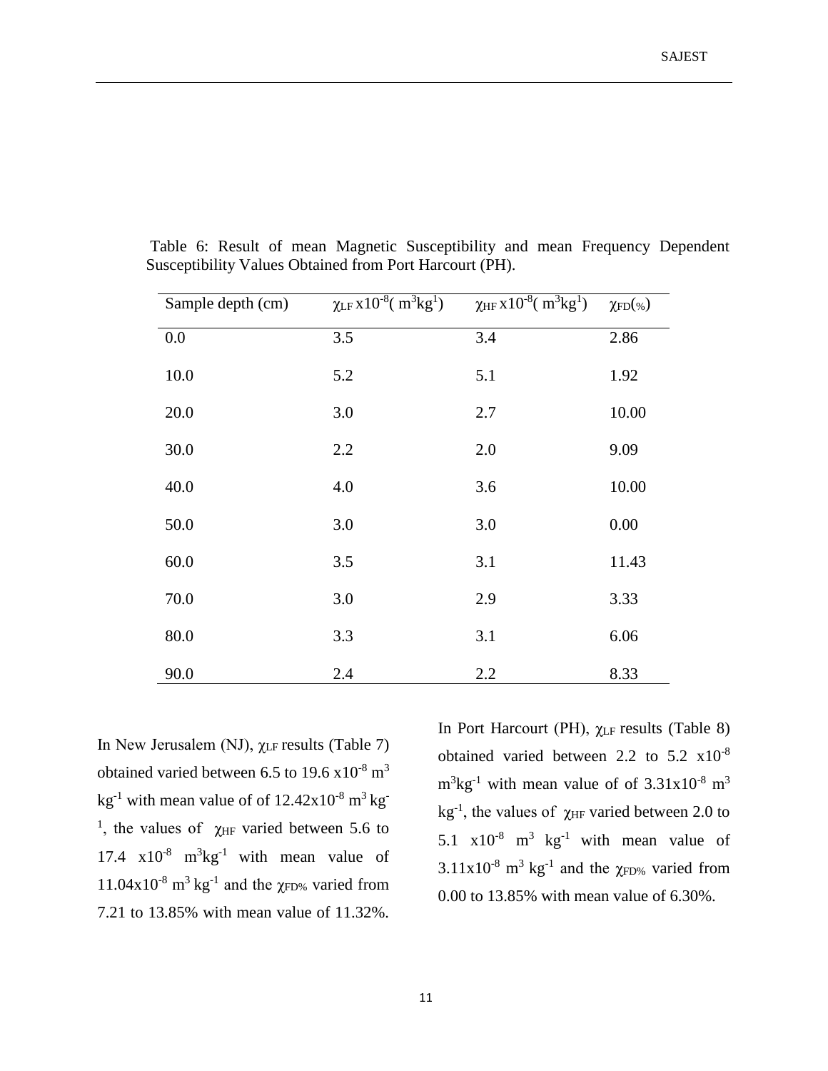Table 6: Result of mean Magnetic Susceptibility and mean Frequency Dependent Susceptibility Values Obtained from Port Harcourt (PH).

| Sample depth (cm) | $\chi_{LF}$ x$10^{-8}$( $m^3kg^1$) | $\chi_{HF}$ x$10^{-8}$( $m^3kg^1$) | $\chi_{FD}$(%) |
|---|---|---|---|
| 0.0 | 3.5 | 3.4 | 2.86 |
| 10.0 | 5.2 | 5.1 | 1.92 |
| 20.0 | 3.0 | 2.7 | 10.00 |
| 30.0 | 2.2 | 2.0 | 9.09 |
| 40.0 | 4.0 | 3.6 | 10.00 |
| 50.0 | 3.0 | 3.0 | 0.00 |
| 60.0 | 3.5 | 3.1 | 11.43 |
| 70.0 | 3.0 | 2.9 | 3.33 |
| 80.0 | 3.3 | 3.1 | 6.06 |
| 90.0 | 2.4 | 2.2 | 8.33 |

In New Jerusalem (NJ), $\chi_{LF}$ results (Table 7) obtained varied between 6.5 to 19.6 x$10^{-8}$ $m^3$ $kg^{-1}$ with mean value of of 12.42x$10^{-8}$ $m^3$ $kg^{-1}$, the values of $\chi_{HF}$ varied between 5.6 to 17.4 x$10^{-8}$ $m^3kg^{-1}$ with mean value of 11.04x$10^{-8}$ $m^3$ $kg^{-1}$ and the $\chi_{FD\%}$ varied from 7.21 to 13.85% with mean value of 11.32%.

In Port Harcourt (PH), $\chi_{LF}$ results (Table 8) obtained varied between 2.2 to 5.2 x$10^{-8}$ $m^3kg^{-1}$ with mean value of of 3.31x$10^{-8}$ $m^3$ $kg^{-1}$, the values of $\chi_{HF}$ varied between 2.0 to 5.1 x$10^{-8}$ $m^3$ $kg^{-1}$ with mean value of 3.11x$10^{-8}$ $m^3$ $kg^{-1}$ and the $\chi_{FD\%}$ varied from 0.00 to 13.85% with mean value of 6.30%.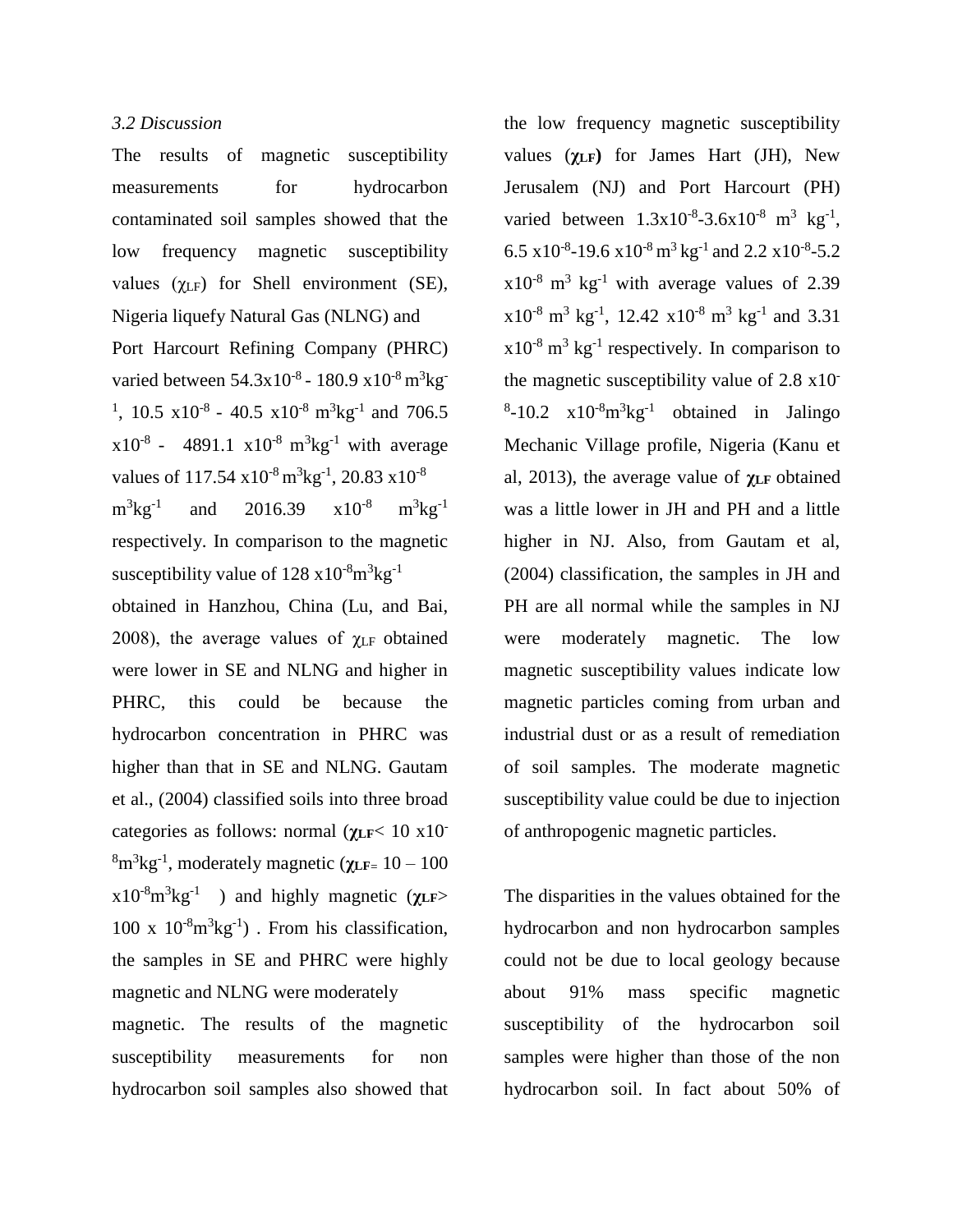*3.2 Discussion*

The results of magnetic susceptibility measurements for hydrocarbon contaminated soil samples showed that the low frequency magnetic susceptibility values ($\chi_{LF}$) for Shell environment (SE), Nigeria liquefy Natural Gas (NLNG) and Port Harcourt Refining Company (PHRC) varied between 54.3x$10^{-8}$ - 180.9 x$10^{-8}$ $m^3kg^{-1}$, 10.5 x$10^{-8}$ - 40.5 x$10^{-8}$ $m^3kg^{-1}$ and 706.5 x$10^{-8}$ - 4891.1 x$10^{-8}$ $m^3kg^{-1}$ with average values of 117.54 x$10^{-8}$ $m^3kg^{-1}$, 20.83 x$10^{-8}$ $m^3kg^{-1}$ and 2016.39 x$10^{-8}$ $m^3kg^{-1}$ respectively. In comparison to the magnetic susceptibility value of 128 x$10^{-8}$$m^3kg^{-1}$ obtained in Hanzhou, China (Lu, and Bai, 2008), the average values of $\chi_{LF}$ obtained were lower in SE and NLNG and higher in PHRC, this could be because the hydrocarbon concentration in PHRC was higher than that in SE and NLNG. Gautam et al., (2004) classified soils into three broad categories as follows: normal (**$\chi_{LF}$**< 10 x$10^{-8}$$m^3kg^{-1}$, moderately magnetic (**$\chi_{LF}$**= 10 – 100 x$10^{-8}$$m^3kg^{-1}$ ) and highly magnetic (**$\chi_{LF}$**> 100 x $10^{-8}$$m^3kg^{-1}$) . From his classification, the samples in SE and PHRC were highly magnetic and NLNG were moderately magnetic. The results of the magnetic susceptibility measurements for non hydrocarbon soil samples also showed that the low frequency magnetic susceptibility values (**$\chi_{LF}$**) for James Hart (JH), New Jerusalem (NJ) and Port Harcourt (PH) varied between 1.3x$10^{-8}$-3.6x$10^{-8}$ $m^3$ $kg^{-1}$, 6.5 x$10^{-8}$-19.6 x$10^{-8}$ $m^3$ $kg^{-1}$ and 2.2 x$10^{-8}$-5.2 x$10^{-8}$ $m^3$ $kg^{-1}$ with average values of 2.39 x$10^{-8}$ $m^3$ $kg^{-1}$, 12.42 x$10^{-8}$ $m^3$ $kg^{-1}$ and 3.31 x$10^{-8}$ $m^3$ $kg^{-1}$ respectively. In comparison to the magnetic susceptibility value of 2.8 x$10^{-8}$-10.2 x$10^{-8}$$m^3kg^{-1}$ obtained in Jalingo Mechanic Village profile, Nigeria (Kanu et al, 2013), the average value of **$\chi_{LF}$** obtained was a little lower in JH and PH and a little higher in NJ. Also, from Gautam et al, (2004) classification, the samples in JH and PH are all normal while the samples in NJ were moderately magnetic. The low magnetic susceptibility values indicate low magnetic particles coming from urban and industrial dust or as a result of remediation of soil samples. The moderate magnetic susceptibility value could be due to injection of anthropogenic magnetic particles.

The disparities in the values obtained for the hydrocarbon and non hydrocarbon samples could not be due to local geology because about 91% mass specific magnetic susceptibility of the hydrocarbon soil samples were higher than those of the non hydrocarbon soil. In fact about 50% of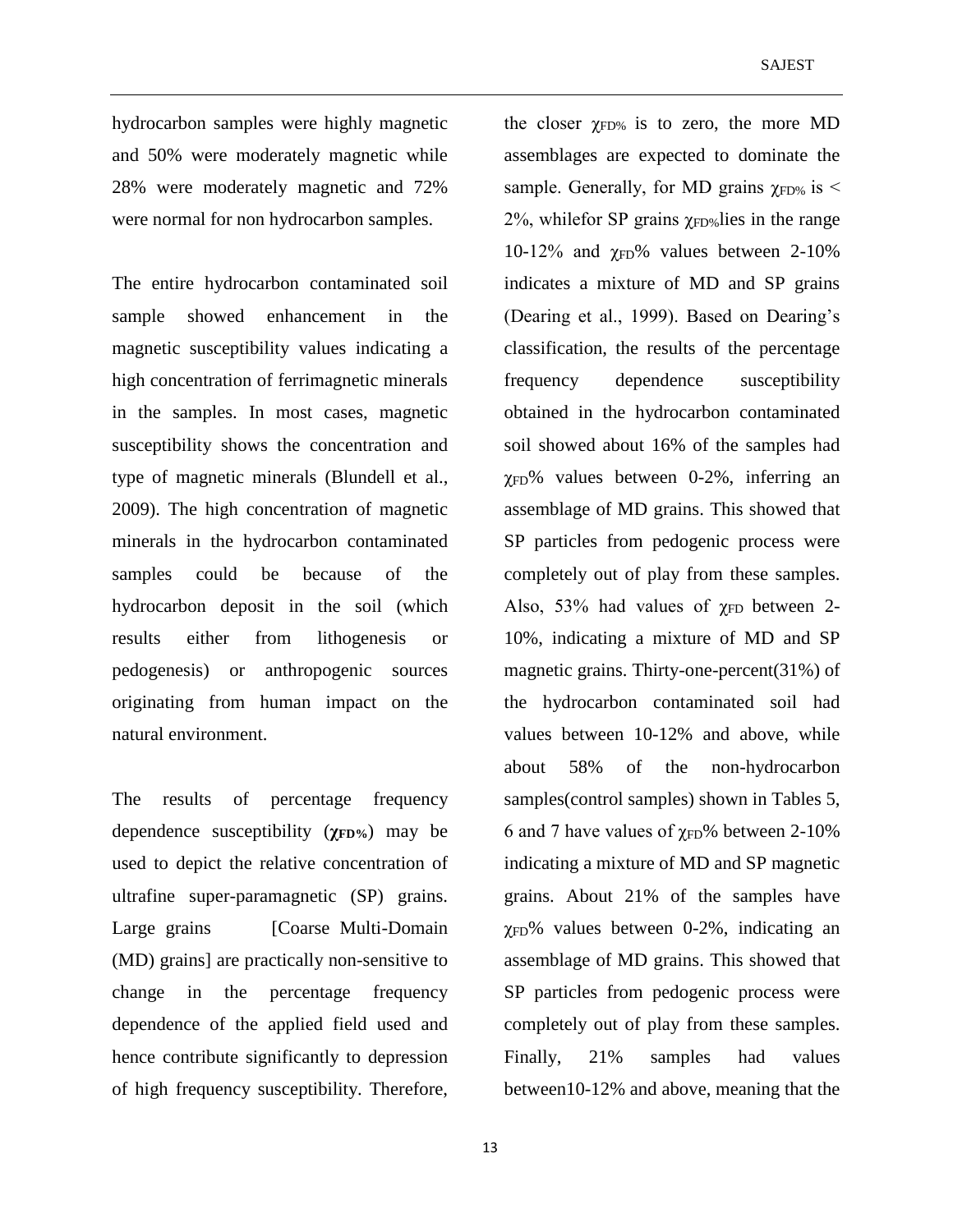hydrocarbon samples were highly magnetic and 50% were moderately magnetic while 28% were moderately magnetic and 72% were normal for non hydrocarbon samples.

The entire hydrocarbon contaminated soil sample showed enhancement in the magnetic susceptibility values indicating a high concentration of ferrimagnetic minerals in the samples. In most cases, magnetic susceptibility shows the concentration and type of magnetic minerals (Blundell et al., 2009). The high concentration of magnetic minerals in the hydrocarbon contaminated samples could be because of the hydrocarbon deposit in the soil (which results either from lithogenesis or pedogenesis) or anthropogenic sources originating from human impact on the natural environment.

The results of percentage frequency dependence susceptibility (**$\chi_{FD\%}$**) may be used to depict the relative concentration of ultrafine super-paramagnetic (SP) grains. Large grains [Coarse Multi-Domain (MD) grains] are practically non-sensitive to change in the percentage frequency dependence of the applied field used and hence contribute significantly to depression of high frequency susceptibility. Therefore, the closer $\chi_{FD\%}$ is to zero, the more MD assemblages are expected to dominate the sample. Generally, for MD grains $\chi_{FD\%}$ is < 2%, whilefor SP grains $\chi_{FD\%}$lies in the range 10-12% and $\chi_{FD}$% values between 2-10% indicates a mixture of MD and SP grains (Dearing et al., 1999). Based on Dearing's classification, the results of the percentage frequency dependence susceptibility obtained in the hydrocarbon contaminated soil showed about 16% of the samples had $\chi_{FD}$% values between 0-2%, inferring an assemblage of MD grains. This showed that SP particles from pedogenic process were completely out of play from these samples. Also, 53% had values of $\chi_{FD}$ between 2-10%, indicating a mixture of MD and SP magnetic grains. Thirty-one-percent(31%) of the hydrocarbon contaminated soil had values between 10-12% and above, while about 58% of the non-hydrocarbon samples(control samples) shown in Tables 5, 6 and 7 have values of $\chi_{FD}$% between 2-10% indicating a mixture of MD and SP magnetic grains. About 21% of the samples have $\chi_{FD}$% values between 0-2%, indicating an assemblage of MD grains. This showed that SP particles from pedogenic process were completely out of play from these samples. Finally, 21% samples had values between10-12% and above, meaning that the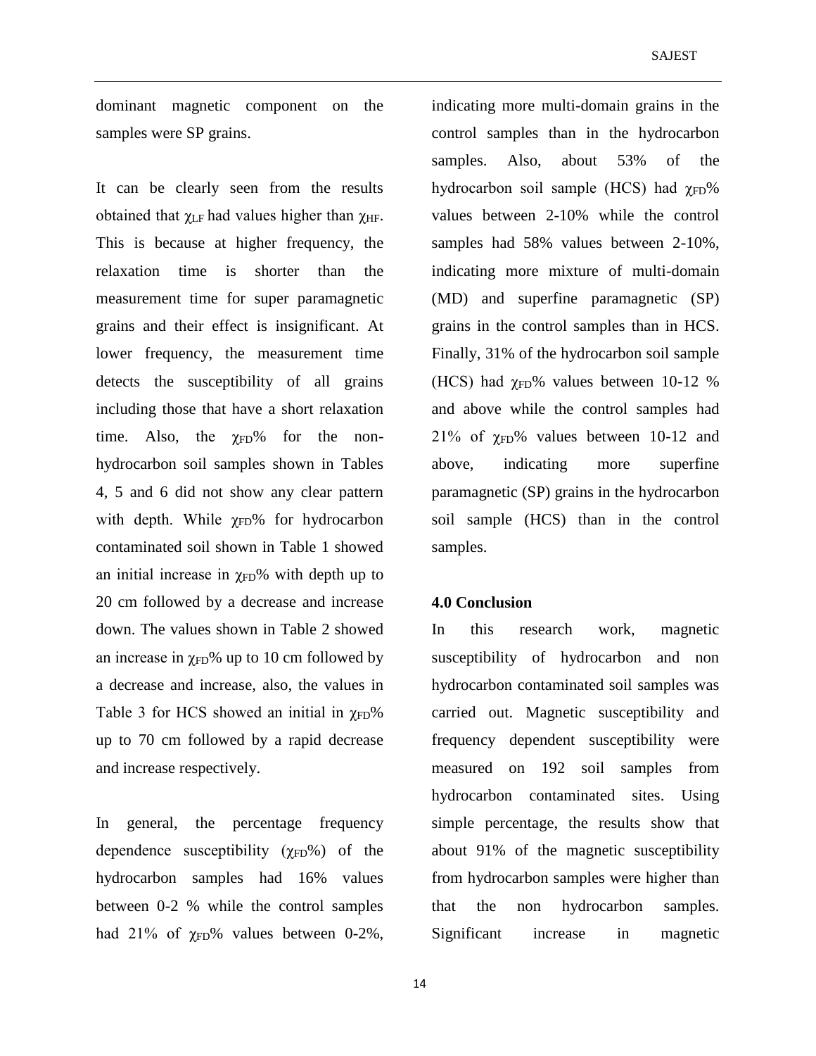dominant magnetic component on the samples were SP grains.

It can be clearly seen from the results obtained that $\chi_{LF}$ had values higher than $\chi_{HF}$. This is because at higher frequency, the relaxation time is shorter than the measurement time for super paramagnetic grains and their effect is insignificant. At lower frequency, the measurement time detects the susceptibility of all grains including those that have a short relaxation time. Also, the $\chi_{FD}$% for the non-hydrocarbon soil samples shown in Tables 4, 5 and 6 did not show any clear pattern with depth. While $\chi_{FD}$% for hydrocarbon contaminated soil shown in Table 1 showed an initial increase in $\chi_{FD}$% with depth up to 20 cm followed by a decrease and increase down. The values shown in Table 2 showed an increase in $\chi_{FD}$% up to 10 cm followed by a decrease and increase, also, the values in Table 3 for HCS showed an initial in $\chi_{FD}$% up to 70 cm followed by a rapid decrease and increase respectively.

In general, the percentage frequency dependence susceptibility ($\chi_{FD}$%) of the hydrocarbon samples had 16% values between 0-2 % while the control samples had 21% of $\chi_{FD}$% values between 0-2%, indicating more multi-domain grains in the control samples than in the hydrocarbon samples. Also, about 53% of the hydrocarbon soil sample (HCS) had $\chi_{FD}$% values between 2-10% while the control samples had 58% values between 2-10%, indicating more mixture of multi-domain (MD) and superfine paramagnetic (SP) grains in the control samples than in HCS. Finally, 31% of the hydrocarbon soil sample (HCS) had $\chi_{FD}$% values between 10-12 % and above while the control samples had 21% of $\chi_{FD}$% values between 10-12 and above, indicating more superfine paramagnetic (SP) grains in the hydrocarbon soil sample (HCS) than in the control samples.

## 4.0 Conclusion

In this research work, magnetic susceptibility of hydrocarbon and non hydrocarbon contaminated soil samples was carried out. Magnetic susceptibility and frequency dependent susceptibility were measured on 192 soil samples from hydrocarbon contaminated sites. Using simple percentage, the results show that about 91% of the magnetic susceptibility from hydrocarbon samples were higher than that the non hydrocarbon samples. Significant increase in magnetic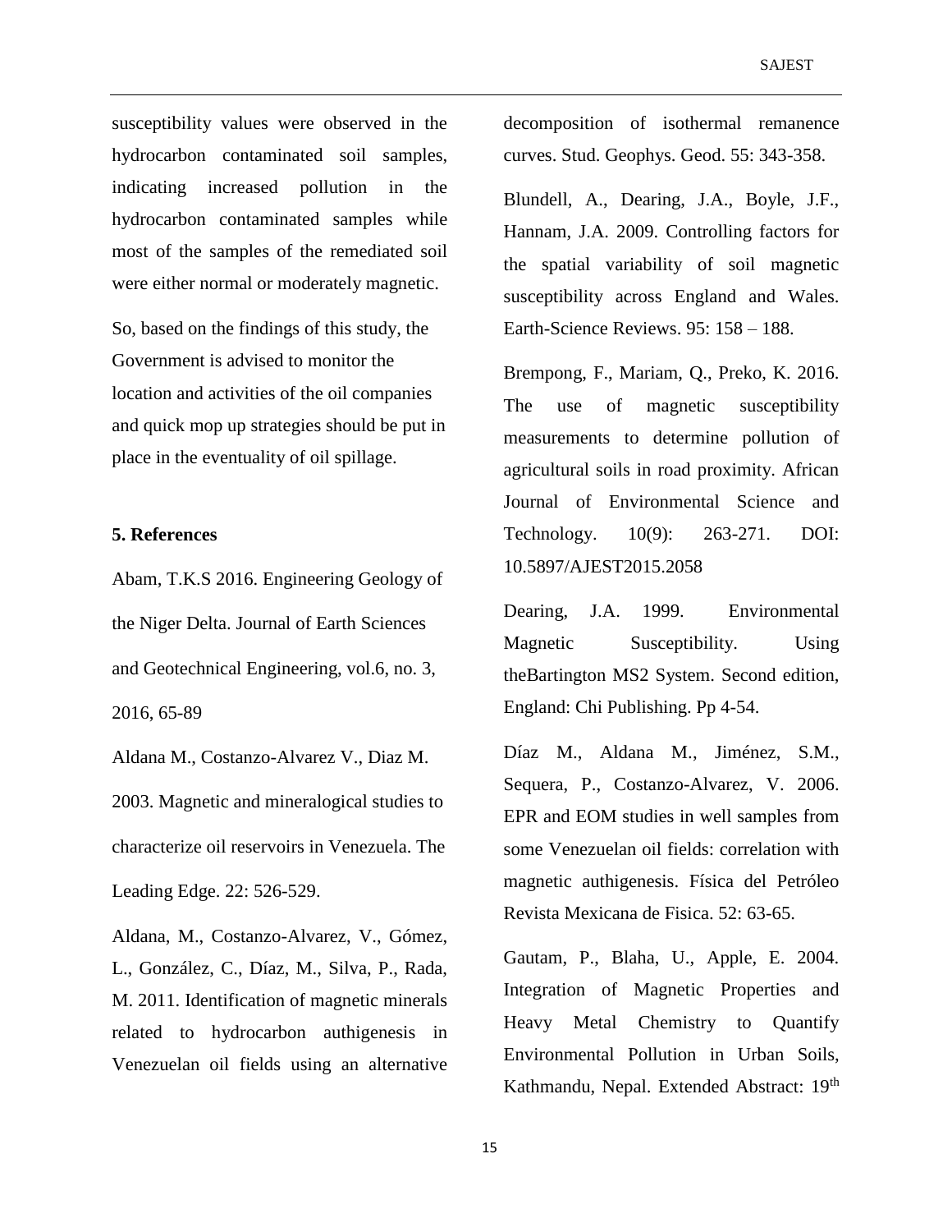susceptibility values were observed in the hydrocarbon contaminated soil samples, indicating increased pollution in the hydrocarbon contaminated samples while most of the samples of the remediated soil were either normal or moderately magnetic.

So, based on the findings of this study, the Government is advised to monitor the location and activities of the oil companies and quick mop up strategies should be put in place in the eventuality of oil spillage.

## 5. References

Abam, T.K.S 2016. Engineering Geology of the Niger Delta. Journal of Earth Sciences and Geotechnical Engineering, vol.6, no. 3, 2016, 65-89

Aldana M., Costanzo-Alvarez V., Diaz M. 2003. Magnetic and mineralogical studies to characterize oil reservoirs in Venezuela. The Leading Edge. 22: 526-529.

Aldana, M., Costanzo-Alvarez, V., Gómez, L., González, C., Díaz, M., Silva, P., Rada, M. 2011. Identification of magnetic minerals related to hydrocarbon authigenesis in Venezuelan oil fields using an alternative decomposition of isothermal remanence curves. Stud. Geophys. Geod. 55: 343-358.

Blundell, A., Dearing, J.A., Boyle, J.F., Hannam, J.A. 2009. Controlling factors for the spatial variability of soil magnetic susceptibility across England and Wales. Earth-Science Reviews. 95: 158 – 188.

Brempong, F., Mariam, Q., Preko, K. 2016. The use of magnetic susceptibility measurements to determine pollution of agricultural soils in road proximity. African Journal of Environmental Science and Technology. 10(9): 263-271. DOI: 10.5897/AJEST2015.2058

Dearing, J.A. 1999. Environmental Magnetic Susceptibility. Using theBartington MS2 System. Second edition, England: Chi Publishing. Pp 4-54.

Díaz M., Aldana M., Jiménez, S.M., Sequera, P., Costanzo-Alvarez, V. 2006. EPR and EOM studies in well samples from some Venezuelan oil fields: correlation with magnetic authigenesis. Física del Petróleo Revista Mexicana de Fisica. 52: 63-65.

Gautam, P., Blaha, U., Apple, E. 2004. Integration of Magnetic Properties and Heavy Metal Chemistry to Quantify Environmental Pollution in Urban Soils, Kathmandu, Nepal. Extended Abstract: 19th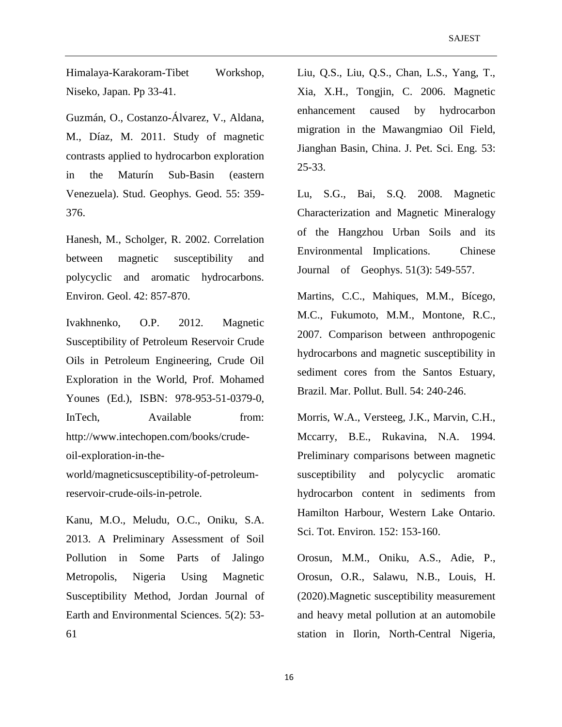Himalaya-Karakoram-Tibet Workshop, Niseko, Japan. Pp 33-41.

Guzmán, O., Costanzo-Álvarez, V., Aldana, M., Díaz, M. 2011. Study of magnetic contrasts applied to hydrocarbon exploration in the Maturín Sub-Basin (eastern Venezuela). Stud. Geophys. Geod. 55: 359-376.

Hanesh, M., Scholger, R. 2002. Correlation between magnetic susceptibility and polycyclic and aromatic hydrocarbons. Environ. Geol. 42: 857-870.

Ivakhnenko, O.P. 2012. Magnetic Susceptibility of Petroleum Reservoir Crude Oils in Petroleum Engineering, Crude Oil Exploration in the World, Prof. Mohamed Younes (Ed.), ISBN: 978-953-51-0379-0, InTech, Available from: http://www.intechopen.com/books/crude-oil-exploration-in-the-world/magneticsusceptibility-of-petroleum-reservoir-crude-oils-in-petrole.

Kanu, M.O., Meludu, O.C., Oniku, S.A. 2013. A Preliminary Assessment of Soil Pollution in Some Parts of Jalingo Metropolis, Nigeria Using Magnetic Susceptibility Method, Jordan Journal of Earth and Environmental Sciences. 5(2): 53-61

Liu, Q.S., Liu, Q.S., Chan, L.S., Yang, T., Xia, X.H., Tongjin, C. 2006. Magnetic enhancement caused by hydrocarbon migration in the Mawangmiao Oil Field, Jianghan Basin, China. J. Pet. Sci. Eng. 53: 25-33.

Lu, S.G., Bai, S.Q. 2008. Magnetic Characterization and Magnetic Mineralogy of the Hangzhou Urban Soils and its Environmental Implications. Chinese Journal of Geophys. 51(3): 549-557.

Martins, C.C., Mahiques, M.M., Bícego, M.C., Fukumoto, M.M., Montone, R.C., 2007. Comparison between anthropogenic hydrocarbons and magnetic susceptibility in sediment cores from the Santos Estuary, Brazil. Mar. Pollut. Bull. 54: 240-246.

Morris, W.A., Versteeg, J.K., Marvin, C.H., Mccarry, B.E., Rukavina, N.A. 1994. Preliminary comparisons between magnetic susceptibility and polycyclic aromatic hydrocarbon content in sediments from Hamilton Harbour, Western Lake Ontario. Sci. Tot. Environ. 152: 153-160.

Orosun, M.M., Oniku, A.S., Adie, P., Orosun, O.R., Salawu, N.B., Louis, H. (2020).Magnetic susceptibility measurement and heavy metal pollution at an automobile station in Ilorin, North-Central Nigeria,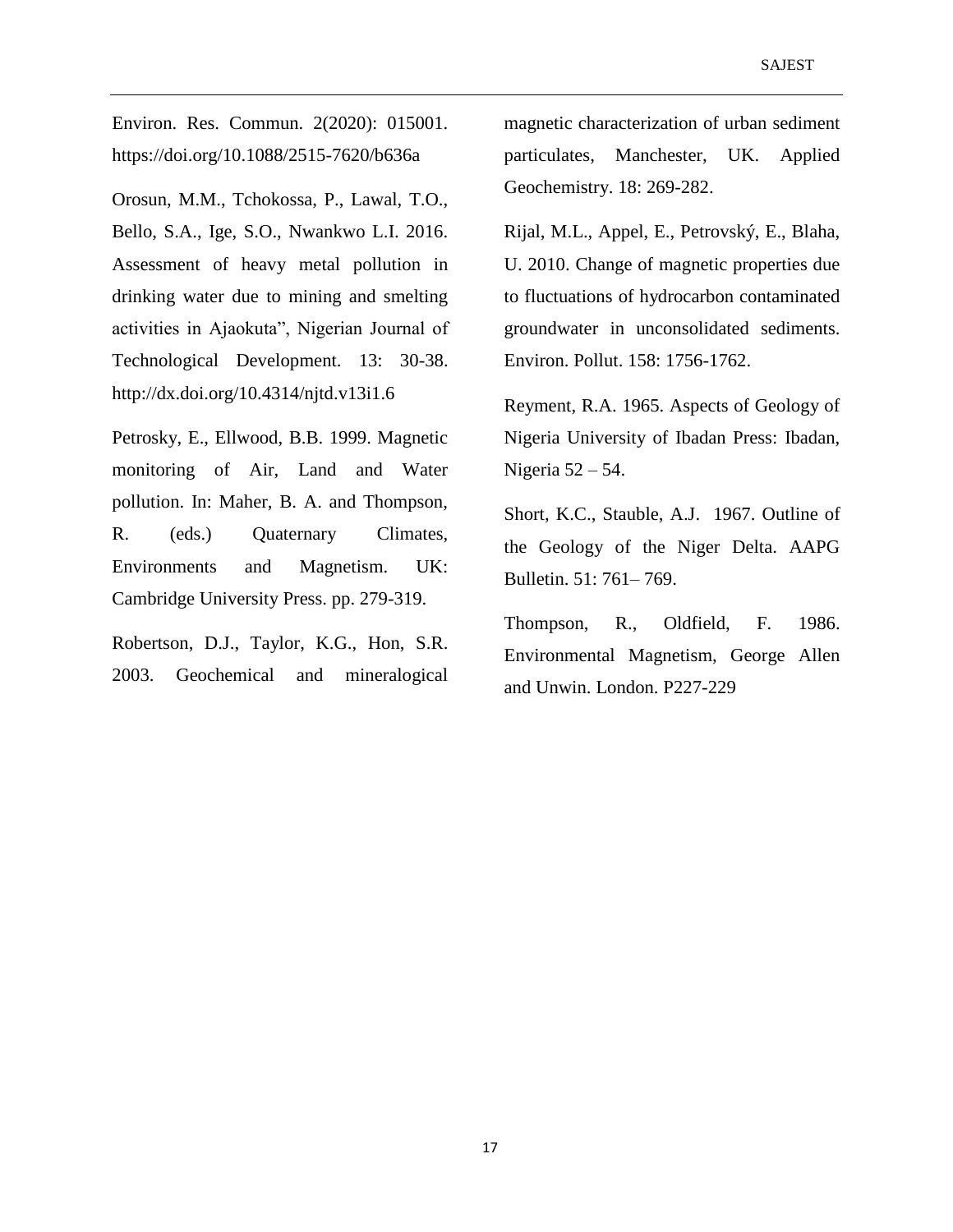Environ. Res. Commun. 2(2020): 015001. https://doi.org/10.1088/2515-7620/b636a

Orosun, M.M., Tchokossa, P., Lawal, T.O., Bello, S.A., Ige, S.O., Nwankwo L.I. 2016. Assessment of heavy metal pollution in drinking water due to mining and smelting activities in Ajaokuta", Nigerian Journal of Technological Development. 13: 30-38. http://dx.doi.org/10.4314/njtd.v13i1.6

Petrosky, E., Ellwood, B.B. 1999. Magnetic monitoring of Air, Land and Water pollution. In: Maher, B. A. and Thompson, R. (eds.) Quaternary Climates, Environments and Magnetism. UK: Cambridge University Press. pp. 279-319.

Robertson, D.J., Taylor, K.G., Hon, S.R. 2003. Geochemical and mineralogical magnetic characterization of urban sediment particulates, Manchester, UK. Applied Geochemistry. 18: 269-282.

Rijal, M.L., Appel, E., Petrovský, E., Blaha, U. 2010. Change of magnetic properties due to fluctuations of hydrocarbon contaminated groundwater in unconsolidated sediments. Environ. Pollut. 158: 1756-1762.

Reyment, R.A. 1965. Aspects of Geology of Nigeria University of Ibadan Press: Ibadan, Nigeria 52 – 54.

Short, K.C., Stauble, A.J. 1967. Outline of the Geology of the Niger Delta. AAPG Bulletin. 51: 761– 769.

Thompson, R., Oldfield, F. 1986. Environmental Magnetism, George Allen and Unwin. London. P227-229